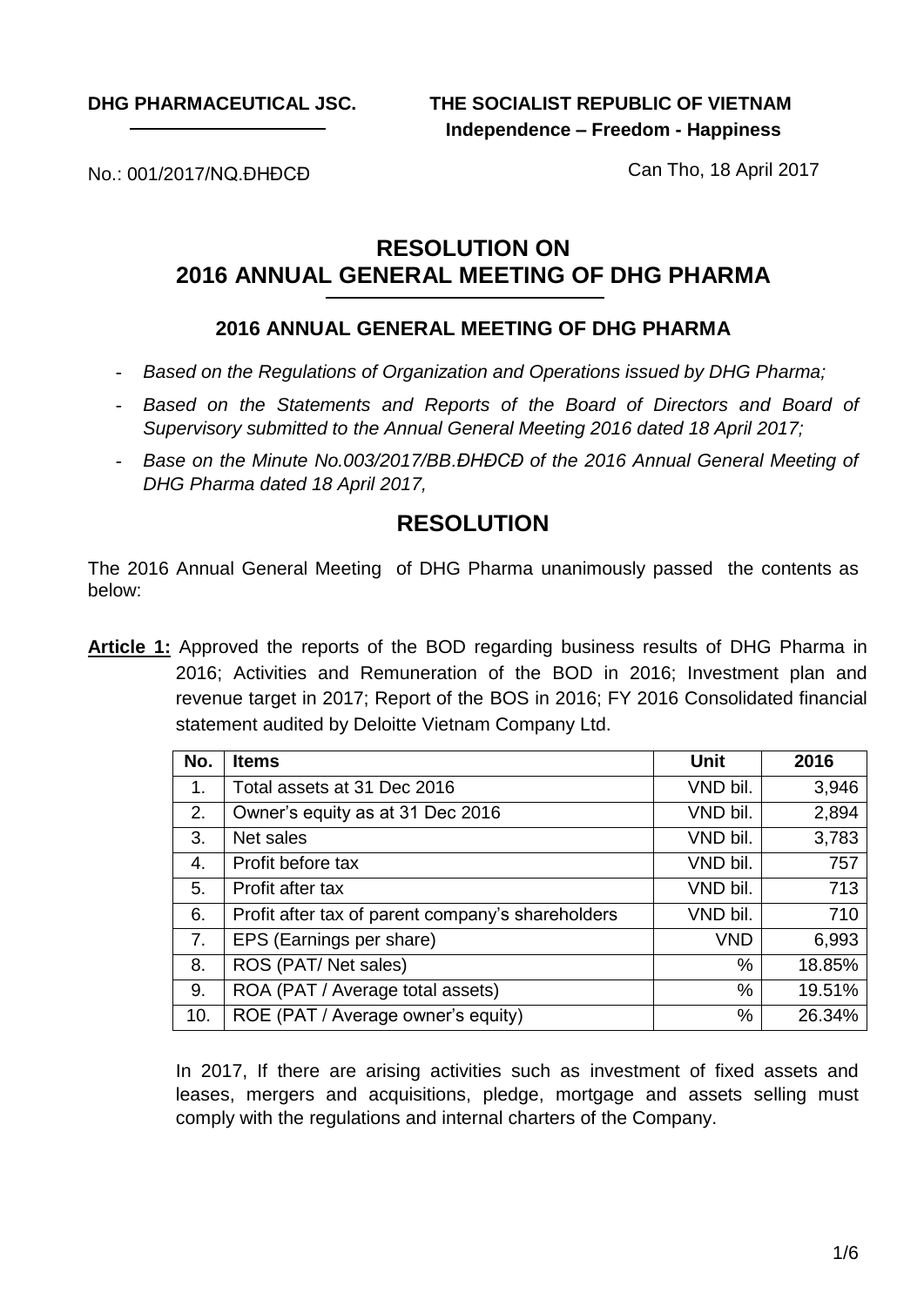**DHG PHARMACEUTICAL JSC.**

**THE SOCIALIST REPUBLIC OF VIETNAM**
**Independence – Freedom - Happiness**

No.: 001/2017/NQ.ĐHĐCĐ

Can Tho, 18 April 2017

# RESOLUTION ON 2016 ANNUAL GENERAL MEETING OF DHG PHARMA

### 2016 ANNUAL GENERAL MEETING OF DHG PHARMA

- *Based on the Regulations of Organization and Operations issued by DHG Pharma;*
- *Based on the Statements and Reports of the Board of Directors and Board of Supervisory submitted to the Annual General Meeting 2016 dated 18 April 2017;*
- *Base on the Minute No.003/2017/BB.ĐHĐCĐ of the 2016 Annual General Meeting of DHG Pharma dated 18 April 2017,*

## RESOLUTION

The 2016 Annual General Meeting of DHG Pharma unanimously passed the contents as below:

**Article 1:** Approved the reports of the BOD regarding business results of DHG Pharma in 2016; Activities and Remuneration of the BOD in 2016; Investment plan and revenue target in 2017; Report of the BOS in 2016; FY 2016 Consolidated financial statement audited by Deloitte Vietnam Company Ltd.

| No. | Items | Unit | 2016 |
|---|---|---|---|
| 1. | Total assets at 31 Dec 2016 | VND bil. | 3,946 |
| 2. | Owner's equity as at 31 Dec 2016 | VND bil. | 2,894 |
| 3. | Net sales | VND bil. | 3,783 |
| 4. | Profit before tax | VND bil. | 757 |
| 5. | Profit after tax | VND bil. | 713 |
| 6. | Profit after tax of parent company's shareholders | VND bil. | 710 |
| 7. | EPS (Earnings per share) | VND | 6,993 |
| 8. | ROS (PAT/ Net sales) | % | 18.85% |
| 9. | ROA (PAT / Average total assets) | % | 19.51% |
| 10. | ROE (PAT / Average owner's equity) | % | 26.34% |

In 2017, If there are arising activities such as investment of fixed assets and leases, mergers and acquisitions, pledge, mortgage and assets selling must comply with the regulations and internal charters of the Company.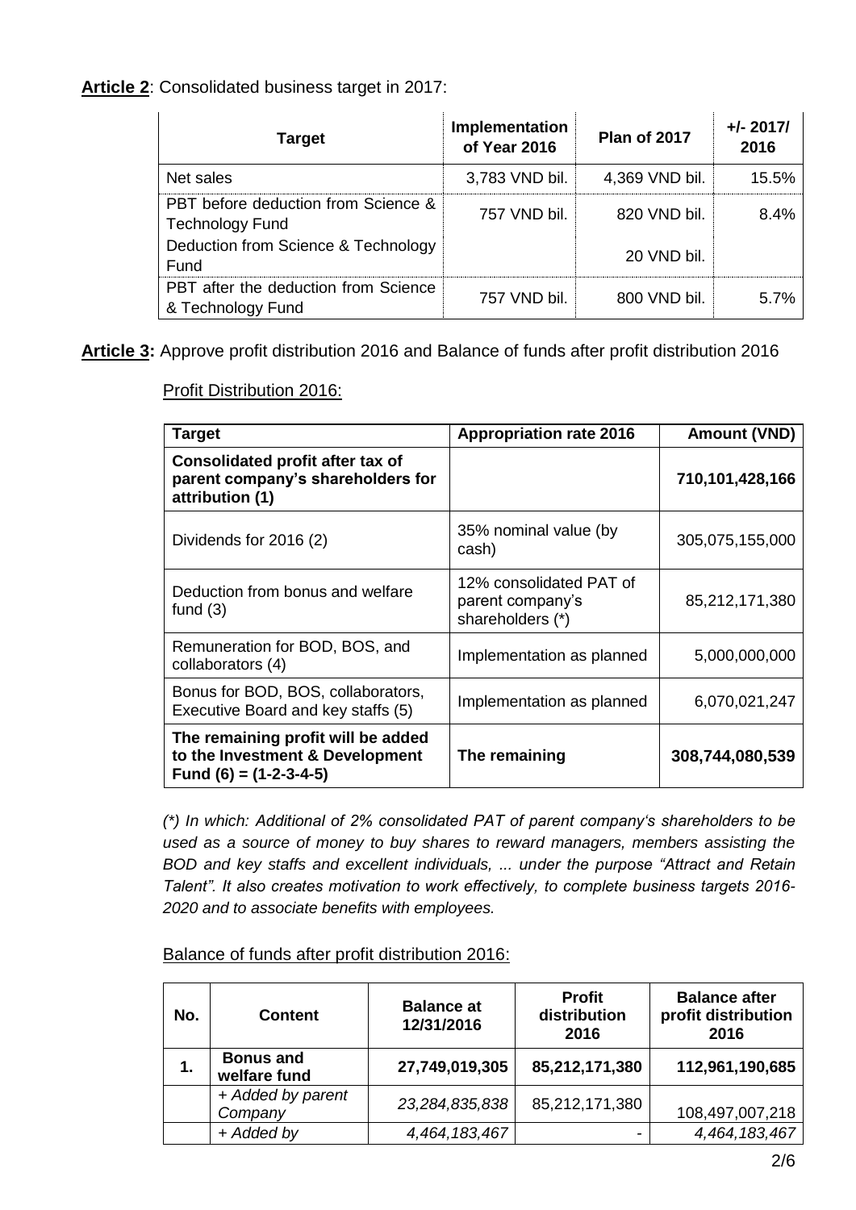**Article 2**: Consolidated business target in 2017:

| Target | Implementation of Year 2016 | Plan of 2017 | +/- 2017/ 2016 |
|---|---|---|---|
| Net sales | 3,783 VND bil. | 4,369 VND bil. | 15.5% |
| PBT before deduction from Science & Technology Fund | 757 VND bil. | 820 VND bil. | 8.4% |
| Deduction from Science & Technology Fund | | 20 VND bil. | |
| PBT after the deduction from Science & Technology Fund | 757 VND bil. | 800 VND bil. | 5.7% |

**Article 3:** Approve profit distribution 2016 and Balance of funds after profit distribution 2016

Profit Distribution 2016:

| Target | Appropriation rate 2016 | Amount (VND) |
|---|---|---|
| **Consolidated profit after tax of parent company's shareholders for attribution (1)** | | **710,101,428,166** |
| Dividends for 2016 (2) | 35% nominal value (by cash) | 305,075,155,000 |
| Deduction from bonus and welfare fund (3) | 12% consolidated PAT of parent company's shareholders (*) | 85,212,171,380 |
| Remuneration for BOD, BOS, and collaborators (4) | Implementation as planned | 5,000,000,000 |
| Bonus for BOD, BOS, collaborators, Executive Board and key staffs (5) | Implementation as planned | 6,070,021,247 |
| **The remaining profit will be added to the Investment & Development Fund (6) = (1-2-3-4-5)** | **The remaining** | **308,744,080,539** |

*(\*) In which: Additional of 2% consolidated PAT of parent company's shareholders to be used as a source of money to buy shares to reward managers, members assisting the BOD and key staffs and excellent individuals, ... under the purpose "Attract and Retain Talent". It also creates motivation to work effectively, to complete business targets 2016-2020 and to associate benefits with employees.*

Balance of funds after profit distribution 2016:

| No. | Content | Balance at 12/31/2016 | Profit distribution 2016 | Balance after profit distribution 2016 |
|---|---|---|---|---|
| **1.** | **Bonus and welfare fund** | **27,749,019,305** | **85,212,171,380** | **112,961,190,685** |
| | *+ Added by parent Company* | *23,284,835,838* | 85,212,171,380 | 108,497,007,218 |
| | *+ Added by* | *4,464,183,467* | - | *4,464,183,467* |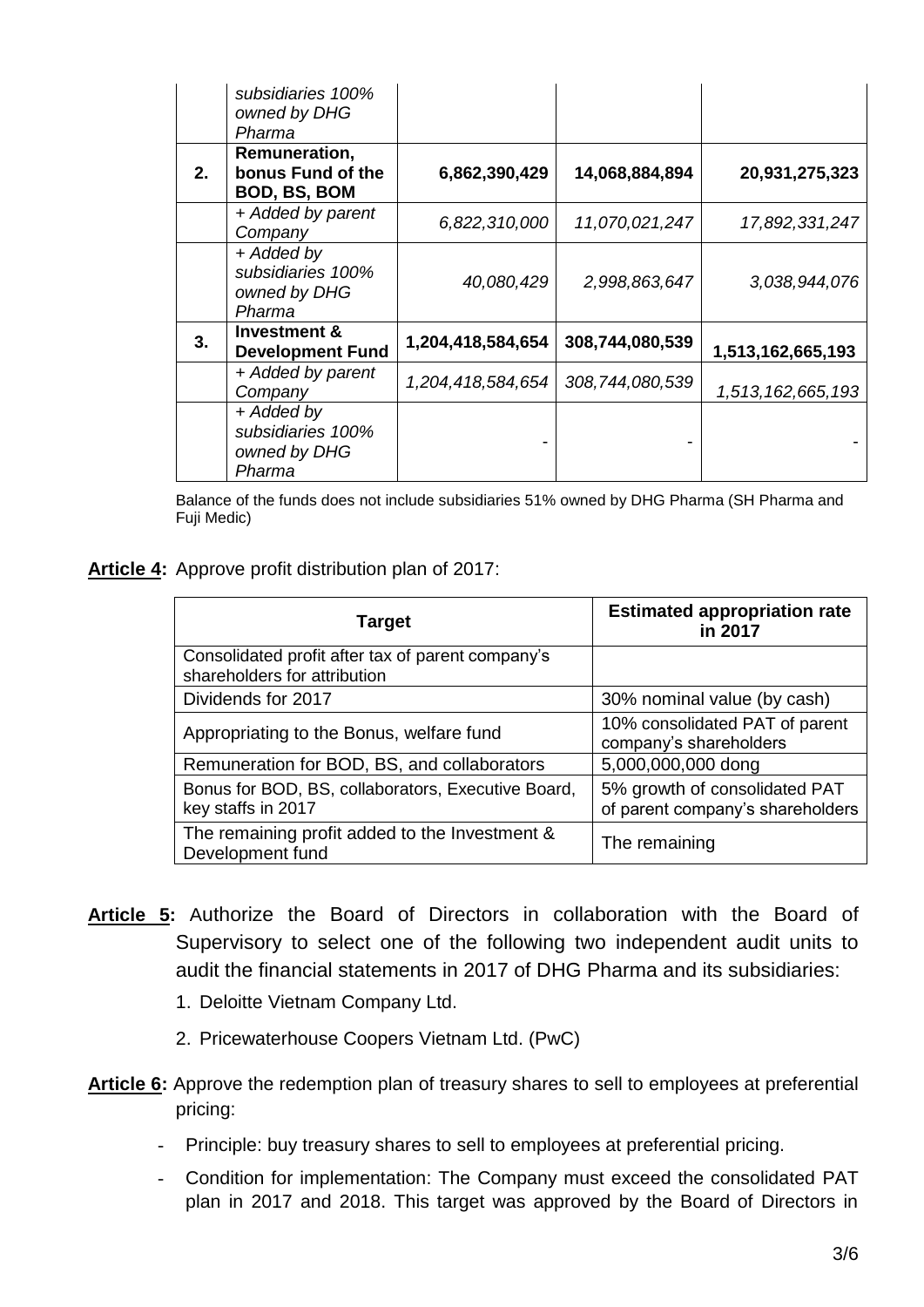| | | | | |
|---|---|---|---|---|
| | *subsidiaries 100% owned by DHG Pharma* | | | |
| **2.** | **Remuneration, bonus Fund of the BOD, BS, BOM** | **6,862,390,429** | **14,068,884,894** | **20,931,275,323** |
| | *+ Added by parent Company* | *6,822,310,000* | *11,070,021,247* | *17,892,331,247* |
| | *+ Added by subsidiaries 100% owned by DHG Pharma* | *40,080,429* | *2,998,863,647* | *3,038,944,076* |
| **3.** | **Investment & Development Fund** | **1,204,418,584,654** | **308,744,080,539** | **1,513,162,665,193** |
| | *+ Added by parent Company* | *1,204,418,584,654* | *308,744,080,539* | *1,513,162,665,193* |
| | *+ Added by subsidiaries 100% owned by DHG Pharma* | - | - | - |

Balance of the funds does not include subsidiaries 51% owned by DHG Pharma (SH Pharma and Fuji Medic)

**Article 4:** Approve profit distribution plan of 2017:

| Target | Estimated appropriation rate in 2017 |
|---|---|
| Consolidated profit after tax of parent company's shareholders for attribution | |
| Dividends for 2017 | 30% nominal value (by cash) |
| Appropriating to the Bonus, welfare fund | 10% consolidated PAT of parent company's shareholders |
| Remuneration for BOD, BS, and collaborators | 5,000,000,000 dong |
| Bonus for BOD, BS, collaborators, Executive Board, key staffs in 2017 | 5% growth of consolidated PAT of parent company's shareholders |
| The remaining profit added to the Investment & Development fund | The remaining |

**Article 5:** Authorize the Board of Directors in collaboration with the Board of Supervisory to select one of the following two independent audit units to audit the financial statements in 2017 of DHG Pharma and its subsidiaries:

1. Deloitte Vietnam Company Ltd.
2. Pricewaterhouse Coopers Vietnam Ltd. (PwC)

**Article 6:** Approve the redemption plan of treasury shares to sell to employees at preferential pricing:

- Principle: buy treasury shares to sell to employees at preferential pricing.
- Condition for implementation: The Company must exceed the consolidated PAT plan in 2017 and 2018. This target was approved by the Board of Directors in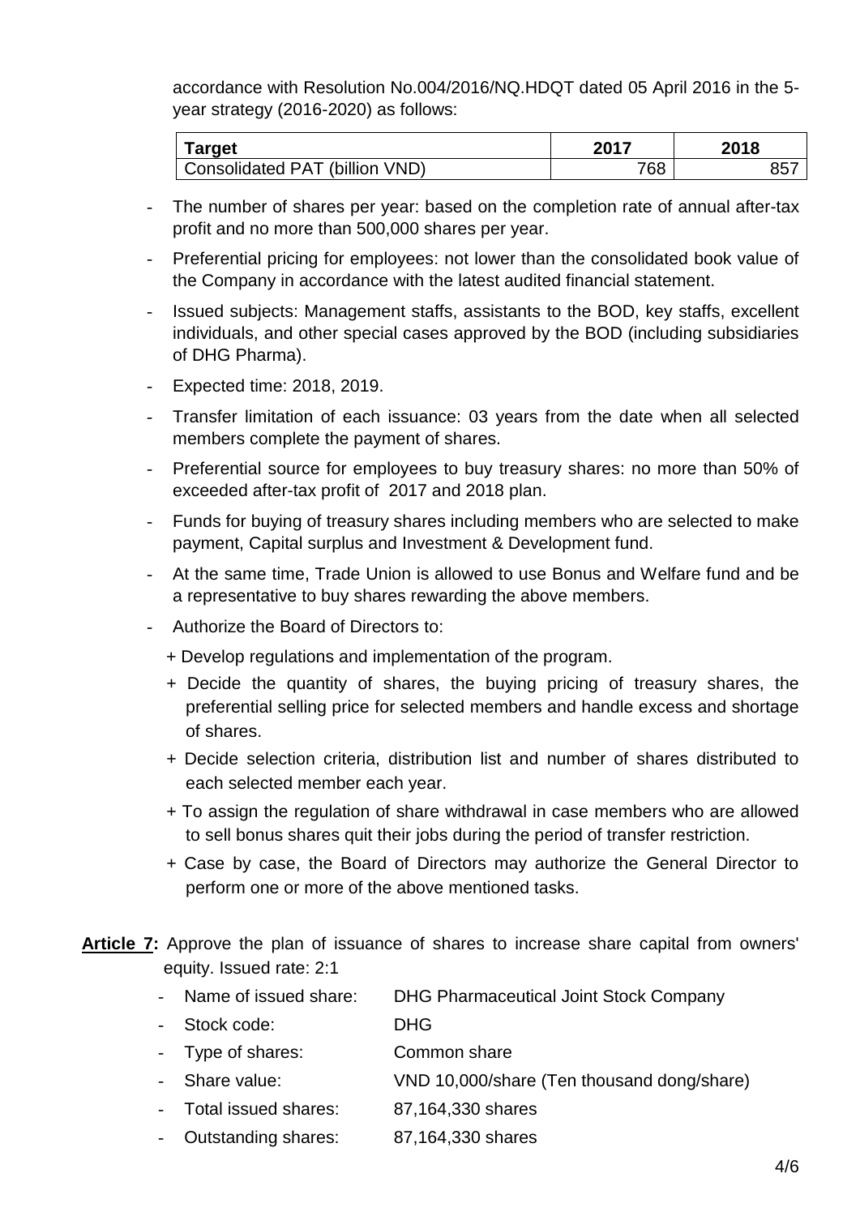accordance with Resolution No.004/2016/NQ.HDQT dated 05 April 2016 in the 5-year strategy (2016-2020) as follows:

| Target | 2017 | 2018 |
|---|---|---|
| Consolidated PAT (billion VND) | 768 | 857 |

- The number of shares per year: based on the completion rate of annual after-tax profit and no more than 500,000 shares per year.
- Preferential pricing for employees: not lower than the consolidated book value of the Company in accordance with the latest audited financial statement.
- Issued subjects: Management staffs, assistants to the BOD, key staffs, excellent individuals, and other special cases approved by the BOD (including subsidiaries of DHG Pharma).
- Expected time: 2018, 2019.
- Transfer limitation of each issuance: 03 years from the date when all selected members complete the payment of shares.
- Preferential source for employees to buy treasury shares: no more than 50% of exceeded after-tax profit of 2017 and 2018 plan.
- Funds for buying of treasury shares including members who are selected to make payment, Capital surplus and Investment & Development fund.
- At the same time, Trade Union is allowed to use Bonus and Welfare fund and be a representative to buy shares rewarding the above members.
- Authorize the Board of Directors to:
  + Develop regulations and implementation of the program.
  + Decide the quantity of shares, the buying pricing of treasury shares, the preferential selling price for selected members and handle excess and shortage of shares.
  + Decide selection criteria, distribution list and number of shares distributed to each selected member each year.
  + To assign the regulation of share withdrawal in case members who are allowed to sell bonus shares quit their jobs during the period of transfer restriction.
  + Case by case, the Board of Directors may authorize the General Director to perform one or more of the above mentioned tasks.

**Article 7:** Approve the plan of issuance of shares to increase share capital from owners' equity. Issued rate: 2:1

- Name of issued share: DHG Pharmaceutical Joint Stock Company
- Stock code: DHG
- Type of shares: Common share
- Share value: VND 10,000/share (Ten thousand dong/share)
- Total issued shares: 87,164,330 shares
- Outstanding shares: 87,164,330 shares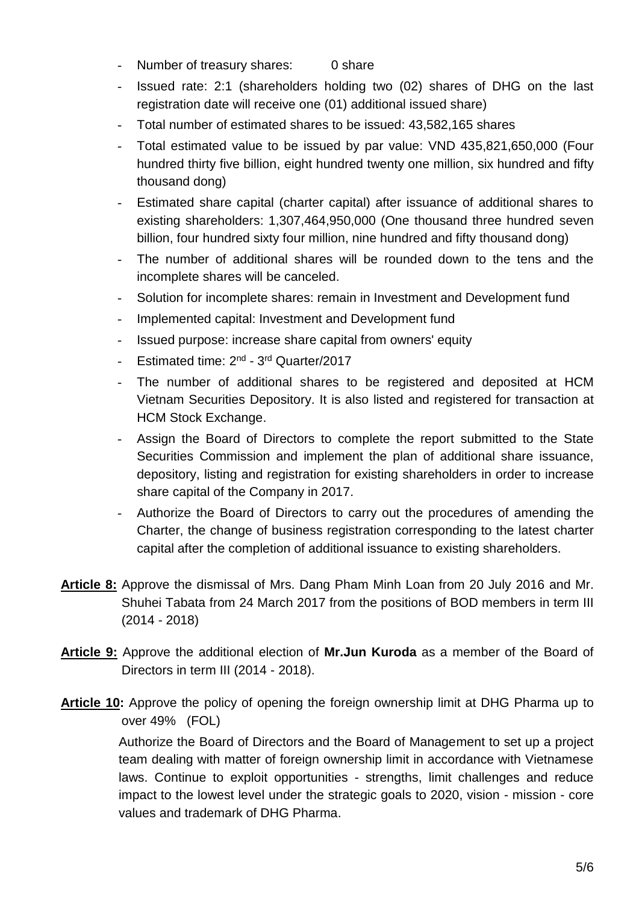- Number of treasury shares: 0 share
- Issued rate: 2:1 (shareholders holding two (02) shares of DHG on the last registration date will receive one (01) additional issued share)
- Total number of estimated shares to be issued: 43,582,165 shares
- Total estimated value to be issued by par value: VND 435,821,650,000 (Four hundred thirty five billion, eight hundred twenty one million, six hundred and fifty thousand dong)
- Estimated share capital (charter capital) after issuance of additional shares to existing shareholders: 1,307,464,950,000 (One thousand three hundred seven billion, four hundred sixty four million, nine hundred and fifty thousand dong)
- The number of additional shares will be rounded down to the tens and the incomplete shares will be canceled.
- Solution for incomplete shares: remain in Investment and Development fund
- Implemented capital: Investment and Development fund
- Issued purpose: increase share capital from owners' equity
- Estimated time: 2nd - 3rd Quarter/2017
- The number of additional shares to be registered and deposited at HCM Vietnam Securities Depository. It is also listed and registered for transaction at HCM Stock Exchange.
- Assign the Board of Directors to complete the report submitted to the State Securities Commission and implement the plan of additional share issuance, depository, listing and registration for existing shareholders in order to increase share capital of the Company in 2017.
- Authorize the Board of Directors to carry out the procedures of amending the Charter, the change of business registration corresponding to the latest charter capital after the completion of additional issuance to existing shareholders.

**Article 8:** Approve the dismissal of Mrs. Dang Pham Minh Loan from 20 July 2016 and Mr. Shuhei Tabata from 24 March 2017 from the positions of BOD members in term III (2014 - 2018)

**Article 9:** Approve the additional election of **Mr.Jun Kuroda** as a member of the Board of Directors in term III (2014 - 2018).

**Article 10:** Approve the policy of opening the foreign ownership limit at DHG Pharma up to over 49% (FOL)

Authorize the Board of Directors and the Board of Management to set up a project team dealing with matter of foreign ownership limit in accordance with Vietnamese laws. Continue to exploit opportunities - strengths, limit challenges and reduce impact to the lowest level under the strategic goals to 2020, vision - mission - core values and trademark of DHG Pharma.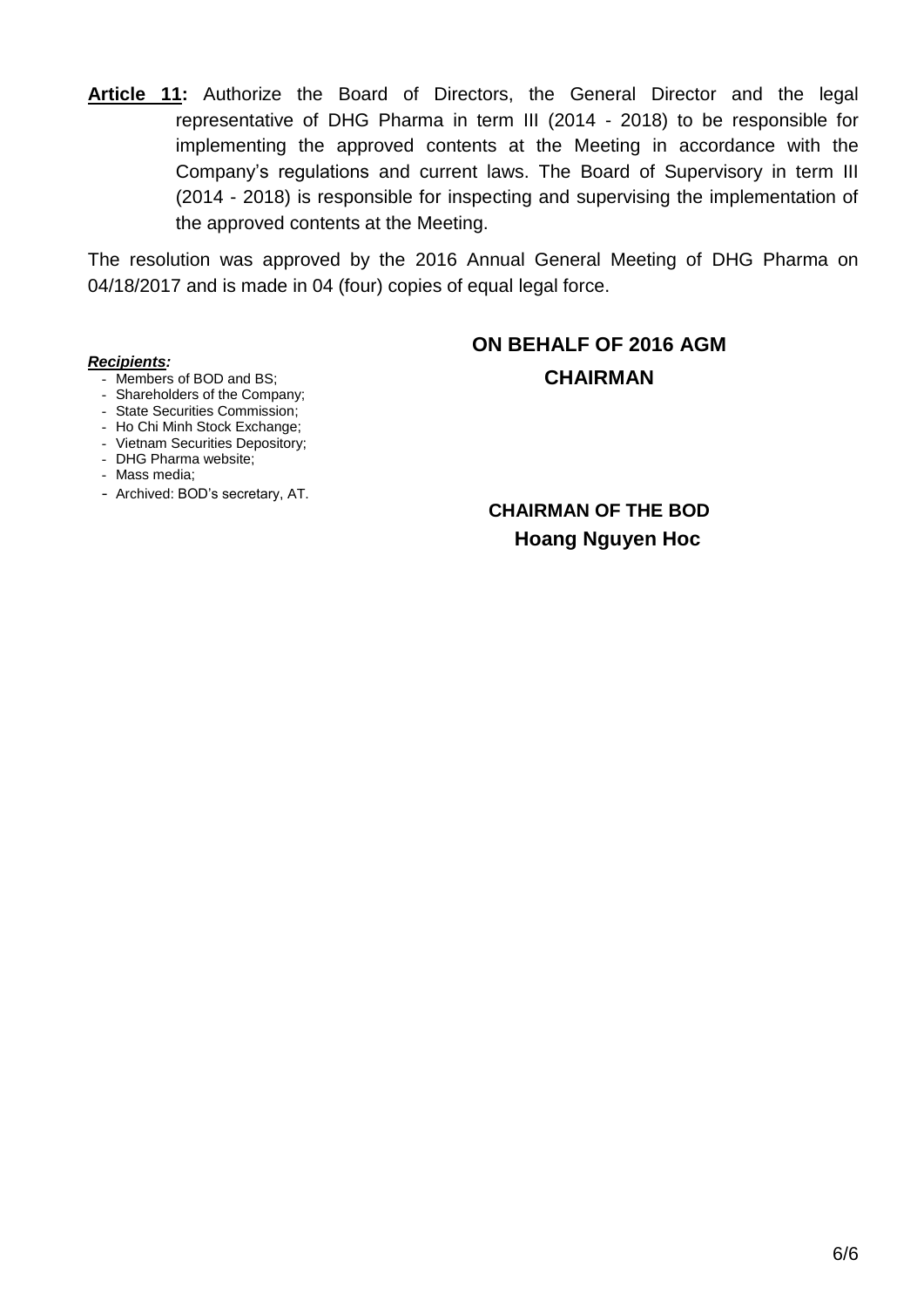**<u>Article 11</u>:** Authorize the Board of Directors, the General Director and the legal representative of DHG Pharma in term III (2014 - 2018) to be responsible for implementing the approved contents at the Meeting in accordance with the Company's regulations and current laws. The Board of Supervisory in term III (2014 - 2018) is responsible for inspecting and supervising the implementation of the approved contents at the Meeting.

The resolution was approved by the 2016 Annual General Meeting of DHG Pharma on 04/18/2017 and is made in 04 (four) copies of equal legal force.

**ON BEHALF OF 2016 AGM**

**CHAIRMAN**

***<u>Recipients</u>:***

- Members of BOD and BS;
- Shareholders of the Company;
- State Securities Commission;
- Ho Chi Minh Stock Exchange;
- Vietnam Securities Depository;
- DHG Pharma website;
- Mass media;
- Archived: BOD's secretary, AT.

**CHAIRMAN OF THE BOD**

**Hoang Nguyen Hoc**